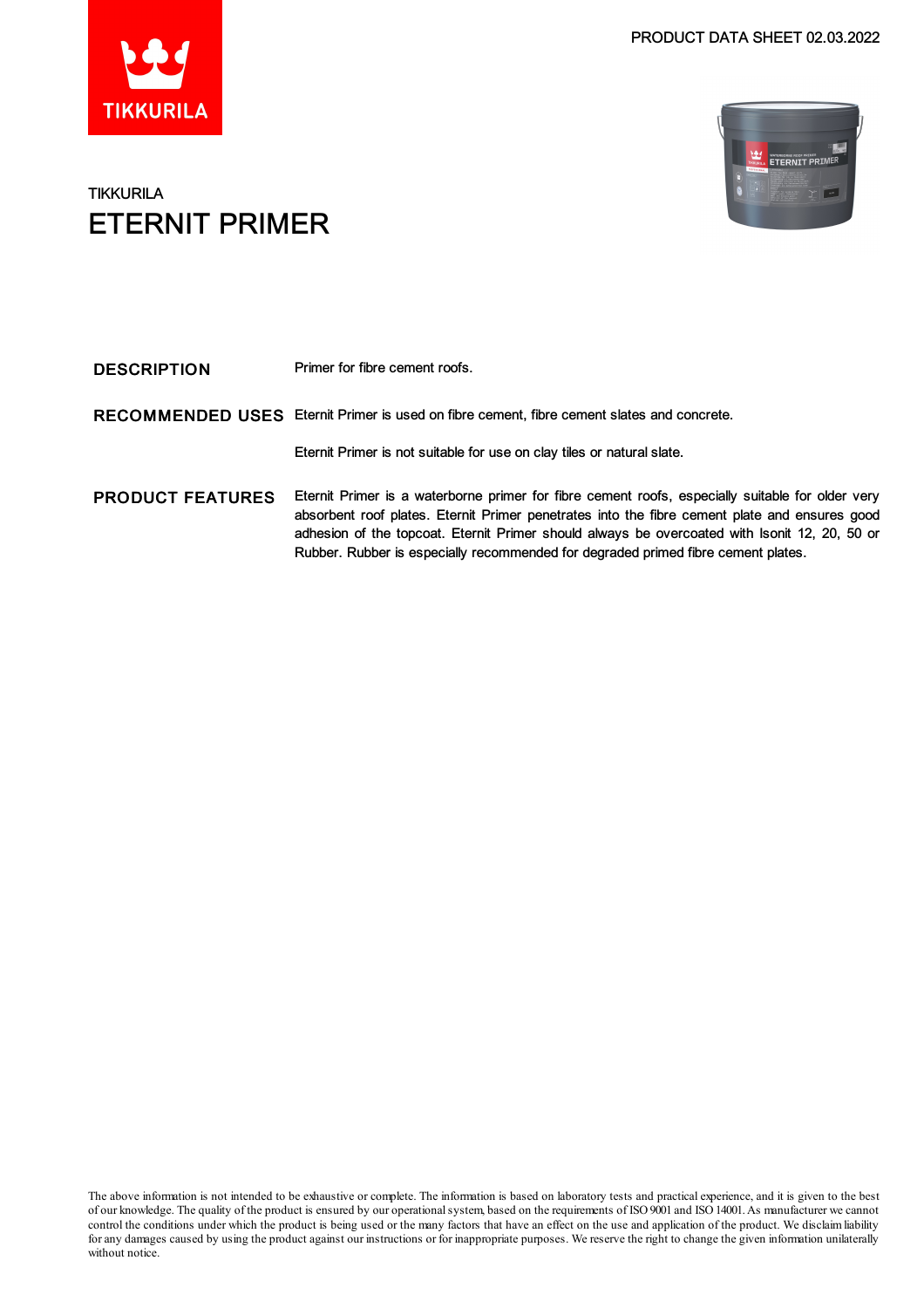PRODUCT DATA SHEET 02.03.2022

TIKKURILA

# ETERNIT PRIMER

## DESCRIPTION

Primer for fibre cement roofs.

## RECOMMENDED USES

Eternit Primer is used on fibre cement, fibre cement slates and concrete.

Eternit Primer is not suitable for use on clay tiles or natural slate.

## PRODUCT FEATURES

Eternit Primer is a waterborne primer for fibre cement roofs, especially suitable for older very absorbent roof plates. Eternit Primer penetrates into the fibre cement plate and ensures good adhesion of the topcoat. Eternit Primer should always be overcoated with Isonit 12, 20, 50 or Rubber. Rubber is especially recommended for degraded primed fibre cement plates.

The above information is not intended to be exhaustive or complete. The information is based on laboratory tests and practical experience, and it is given to the best of our knowledge. The quality of the product is ensured by our operational system, based on the requirements of ISO 9001 and ISO 14001. As manufacturer we cannot control the conditions under which the product is being used or the many factors that have an effect on the use and application of the product. We disclaim liability for any damages caused by using the product against our instructions or for inappropriate purposes. We reserve the right to change the given information unilaterally without notice.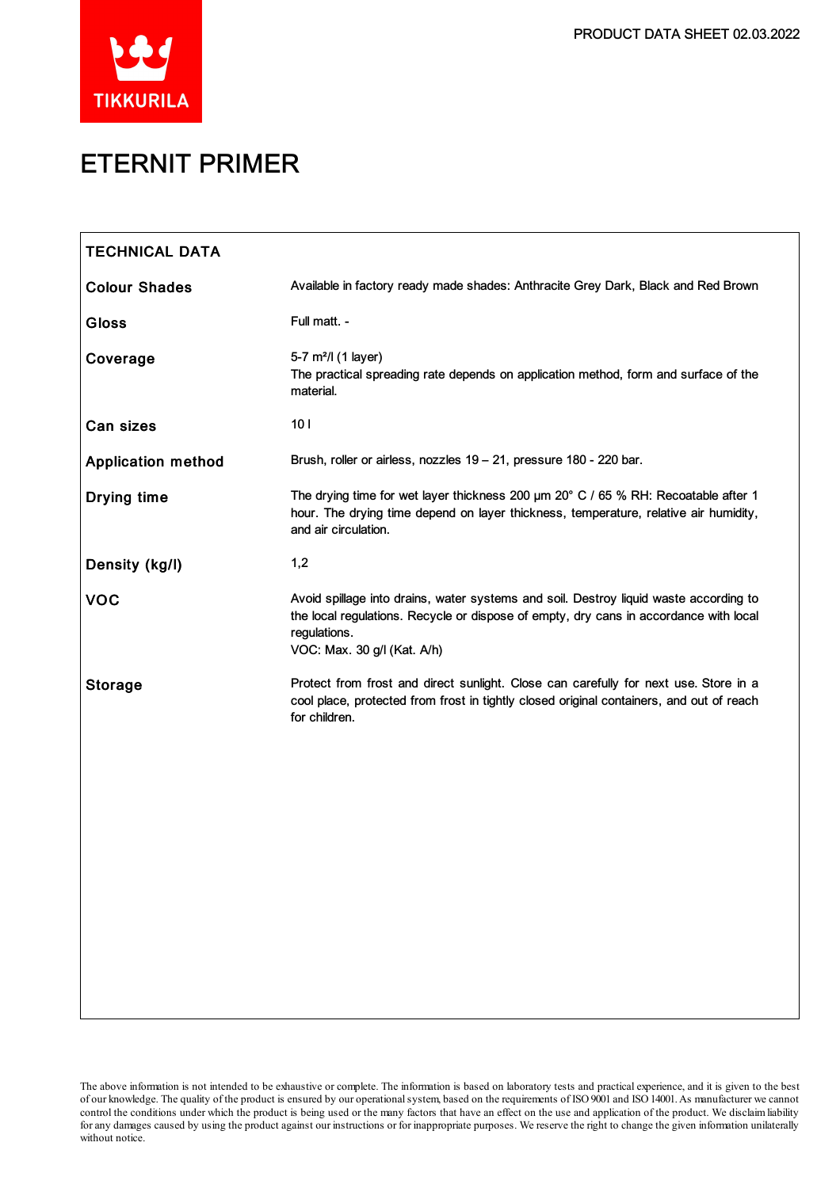# ETERNIT PRIMER

| TECHNICAL DATA | |
|---|---|
| **Colour Shades** | Available in factory ready made shades: Anthracite Grey Dark, Black and Red Brown |
| **Gloss** | Full matt. - |
| **Coverage** | 5-7 m²/l (1 layer)<br>The practical spreading rate depends on application method, form and surface of the material. |
| **Can sizes** | 10 l |
| **Application method** | Brush, roller or airless, nozzles 19 – 21, pressure 180 - 220 bar. |
| **Drying time** | The drying time for wet layer thickness 200 µm 20° C / 65 % RH: Recoatable after 1 hour. The drying time depend on layer thickness, temperature, relative air humidity, and air circulation. |
| **Density (kg/l)** | 1,2 |
| **VOC** | Avoid spillage into drains, water systems and soil. Destroy liquid waste according to the local regulations. Recycle or dispose of empty, dry cans in accordance with local regulations.<br>VOC: Max. 30 g/l (Kat. A/h) |
| **Storage** | Protect from frost and direct sunlight. Close can carefully for next use. Store in a cool place, protected from frost in tightly closed original containers, and out of reach for children. |

The above information is not intended to be exhaustive or complete. The information is based on laboratory tests and practical experience, and it is given to the best of our knowledge. The quality of the product is ensured by our operational system, based on the requirements of ISO 9001 and ISO 14001. As manufacturer we cannot control the conditions under which the product is being used or the many factors that have an effect on the use and application of the product. We disclaim liability for any damages caused by using the product against our instructions or for inappropriate purposes. We reserve the right to change the given information unilaterally without notice.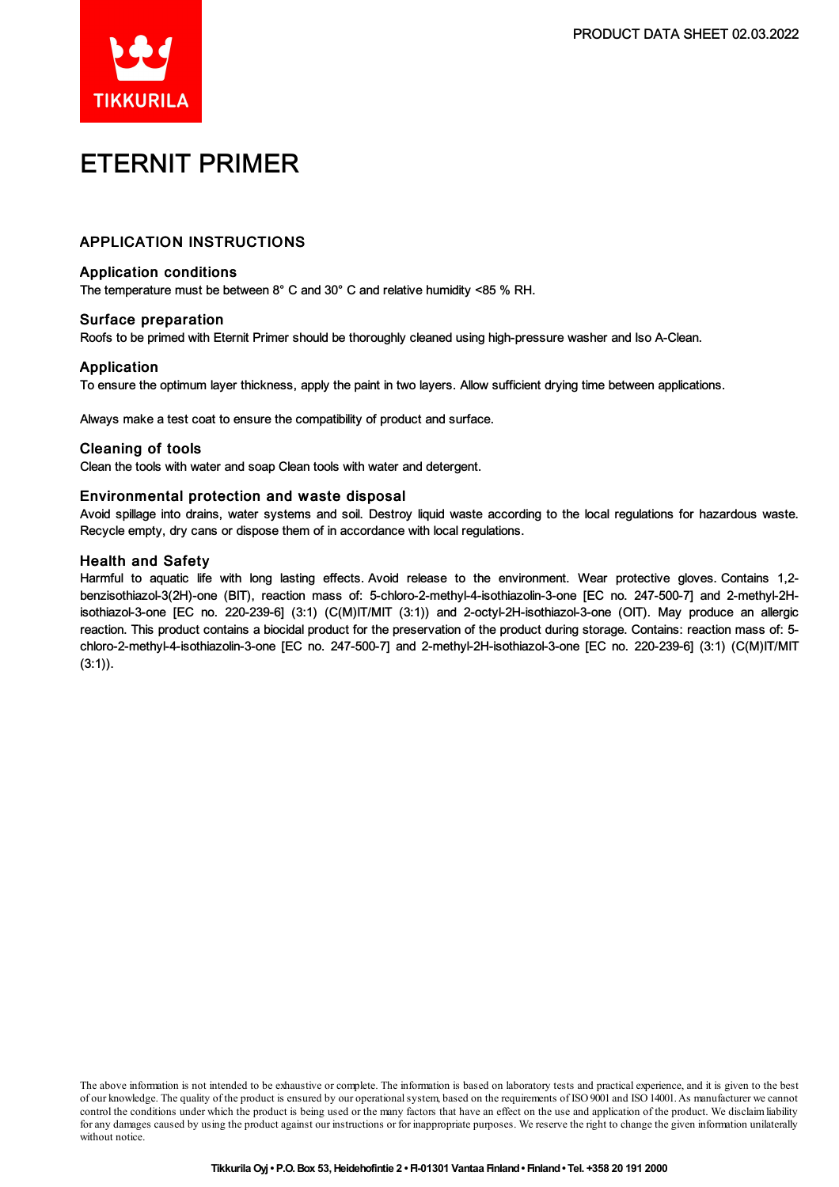# ETERNIT PRIMER

## APPLICATION INSTRUCTIONS

### Application conditions

The temperature must be between 8° C and 30° C and relative humidity <85 % RH.

### Surface preparation

Roofs to be primed with Eternit Primer should be thoroughly cleaned using high-pressure washer and Iso A-Clean.

### Application

To ensure the optimum layer thickness, apply the paint in two layers. Allow sufficient drying time between applications.

Always make a test coat to ensure the compatibility of product and surface.

### Cleaning of tools

Clean the tools with water and soap Clean tools with water and detergent.

### Environmental protection and waste disposal

Avoid spillage into drains, water systems and soil. Destroy liquid waste according to the local regulations for hazardous waste. Recycle empty, dry cans or dispose them of in accordance with local regulations.

### Health and Safety

Harmful to aquatic life with long lasting effects. Avoid release to the environment. Wear protective gloves. Contains 1,2-benzisothiazol-3(2H)-one (BIT), reaction mass of: 5-chloro-2-methyl-4-isothiazolin-3-one [EC no. 247-500-7] and 2-methyl-2H-isothiazol-3-one [EC no. 220-239-6] (3:1) (C(M)IT/MIT (3:1)) and 2-octyl-2H-isothiazol-3-one (OIT). May produce an allergic reaction. This product contains a biocidal product for the preservation of the product during storage. Contains: reaction mass of: 5-chloro-2-methyl-4-isothiazolin-3-one [EC no. 247-500-7] and 2-methyl-2H-isothiazol-3-one [EC no. 220-239-6] (3:1) (C(M)IT/MIT (3:1)).

The above information is not intended to be exhaustive or complete. The information is based on laboratory tests and practical experience, and it is given to the best of our knowledge. The quality of the product is ensured by our operational system, based on the requirements of ISO 9001 and ISO 14001. As manufacturer we cannot control the conditions under which the product is being used or the many factors that have an effect on the use and application of the product. We disclaim liability for any damages caused by using the product against our instructions or for inappropriate purposes. We reserve the right to change the given information unilaterally without notice.